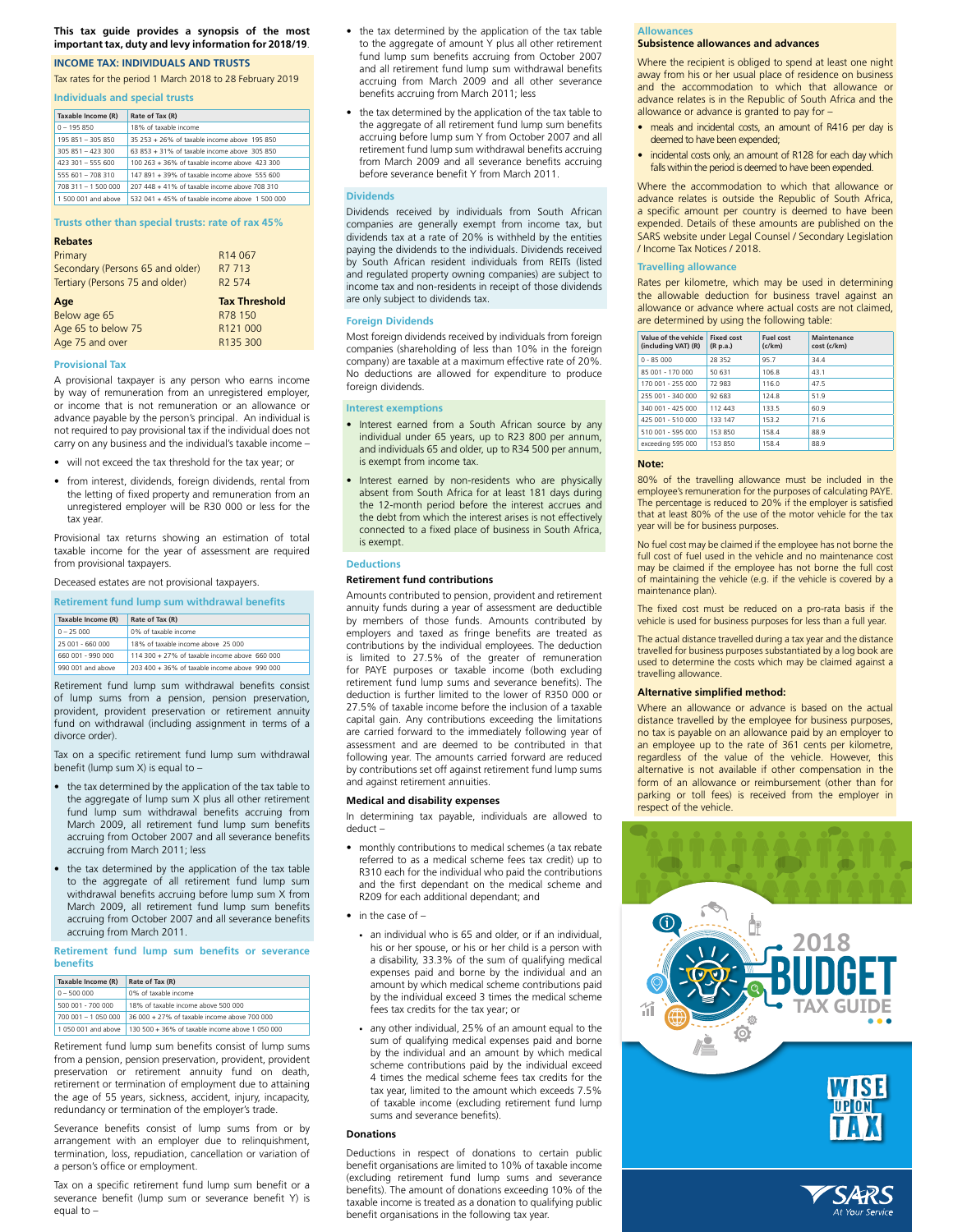**This tax guide provides a synopsis of the most important tax, duty and levy information for 2018/19.**

## INCOME TAX: INDIVIDUALS AND TRUSTS

Tax rates for the period 1 March 2018 to 28 February 2019

### Individuals and special trusts

| Taxable Income (R) | Rate of Tax (R) |
|---|---|
| 0 – 195 850 | 18% of taxable income |
| 195 851 – 305 850 | 35 253 + 26% of taxable income above 195 850 |
| 305 851 – 423 300 | 63 853 + 31% of taxable income above 305 850 |
| 423 301 – 555 600 | 100 263 + 36% of taxable income above 423 300 |
| 555 601 – 708 310 | 147 891 + 39% of taxable income above 555 600 |
| 708 311 – 1 500 000 | 207 448 + 41% of taxable income above 708 310 |
| 1 500 001 and above | 532 041 + 45% of taxable income above 1 500 000 |

### Trusts other than special trusts: rate of rax 45%

**Rebates**

| | |
|---|---|
| Primary | R14 067 |
| Secondary (Persons 65 and older) | R7 713 |
| Tertiary (Persons 75 and older) | R2 574 |

| **Age** | **Tax Threshold** |
|---|---|
| Below age 65 | R78 150 |
| Age 65 to below 75 | R121 000 |
| Age 75 and over | R135 300 |

### Provisional Tax

A provisional taxpayer is any person who earns income by way of remuneration from an unregistered employer, or income that is not remuneration or an allowance or advance payable by the person's principal. An individual is not required to pay provisional tax if the individual does not carry on any business and the individual's taxable income –

- will not exceed the tax threshold for the tax year; or
- from interest, dividends, foreign dividends, rental from the letting of fixed property and remuneration from an unregistered employer will be R30 000 or less for the tax year.

Provisional tax returns showing an estimation of total taxable income for the year of assessment are required from provisional taxpayers.

Deceased estates are not provisional taxpayers.

### Retirement fund lump sum withdrawal benefits

| Taxable Income (R) | Rate of Tax (R) |
|---|---|
| 0 – 25 000 | 0% of taxable income |
| 25 001 - 660 000 | 18% of taxable income above 25 000 |
| 660 001 - 990 000 | 114 300 + 27% of taxable income above 660 000 |
| 990 001 and above | 203 400 + 36% of taxable income above 990 000 |

Retirement fund lump sum withdrawal benefits consist of lump sums from a pension, pension preservation, provident, provident preservation or retirement annuity fund on withdrawal (including assignment in terms of a divorce order).

Tax on a specific retirement fund lump sum withdrawal benefit (lump sum X) is equal to –

- the tax determined by the application of the tax table to the aggregate of lump sum X plus all other retirement fund lump sum withdrawal benefits accruing from March 2009, all retirement fund lump sum benefits accruing from October 2007 and all severance benefits accruing from March 2011; less
- the tax determined by the application of the tax table to the aggregate of all retirement fund lump sum withdrawal benefits accruing before lump sum X from March 2009, all retirement fund lump sum benefits accruing from October 2007 and all severance benefits accruing from March 2011.

### Retirement fund lump sum benefits or severance benefits

| Taxable Income (R) | Rate of Tax (R) |
|---|---|
| 0 – 500 000 | 0% of taxable income |
| 500 001 - 700 000 | 18% of taxable income above 500 000 |
| 700 001 – 1 050 000 | 36 000 + 27% of taxable income above 700 000 |
| 1 050 001 and above | 130 500 + 36% of taxable income above 1 050 000 |

Retirement fund lump sum benefits consist of lump sums from a pension, pension preservation, provident, provident preservation or retirement annuity fund on death, retirement or termination of employment due to attaining the age of 55 years, sickness, accident, injury, incapacity, redundancy or termination of the employer's trade.

Severance benefits consist of lump sums from or by arrangement with an employer due to relinquishment, termination, loss, repudiation, cancellation or variation of a person's office or employment.

Tax on a specific retirement fund lump sum benefit or a severance benefit (lump sum or severance benefit Y) is equal to –

- the tax determined by the application of the tax table to the aggregate of amount Y plus all other retirement fund lump sum benefits accruing from October 2007 and all retirement fund lump sum withdrawal benefits accruing from March 2009 and all other severance benefits accruing from March 2011; less
- the tax determined by the application of the tax table to the aggregate of all retirement fund lump sum benefits accruing before lump sum Y from October 2007 and all retirement fund lump sum withdrawal benefits accruing from March 2009 and all severance benefits accruing before severance benefit Y from March 2011.

### Dividends

Dividends received by individuals from South African companies are generally exempt from income tax, but dividends tax at a rate of 20% is withheld by the entities paying the dividends to the individuals. Dividends received by South African resident individuals from REITs (listed and regulated property owning companies) are subject to income tax and non-residents in receipt of those dividends are only subject to dividends tax.

### Foreign Dividends

Most foreign dividends received by individuals from foreign companies (shareholding of less than 10% in the foreign company) are taxable at a maximum effective rate of 20%. No deductions are allowed for expenditure to produce foreign dividends.

### Interest exemptions

- Interest earned from a South African source by any individual under 65 years, up to R23 800 per annum, and individuals 65 and older, up to R34 500 per annum, is exempt from income tax.
- Interest earned by non-residents who are physically absent from South Africa for at least 181 days during the 12-month period before the interest accrues and the debt from which the interest arises is not effectively connected to a fixed place of business in South Africa, is exempt.

### Deductions

**Retirement fund contributions**

Amounts contributed to pension, provident and retirement annuity funds during a year of assessment are deductible by members of those funds. Amounts contributed by employers and taxed as fringe benefits are treated as contributions by the individual employees. The deduction is limited to 27.5% of the greater of remuneration for PAYE purposes or taxable income (both excluding retirement fund lump sums and severance benefits). The deduction is further limited to the lower of R350 000 or 27.5% of taxable income before the inclusion of a taxable capital gain. Any contributions exceeding the limitations are carried forward to the immediately following year of assessment and are deemed to be contributed in that following year. The amounts carried forward are reduced by contributions set off against retirement fund lump sums and against retirement annuities.

**Medical and disability expenses**

In determining tax payable, individuals are allowed to deduct –

- monthly contributions to medical schemes (a tax rebate referred to as a medical scheme fees tax credit) up to R310 each for the individual who paid the contributions and the first dependant on the medical scheme and R209 for each additional dependant; and
- in the case of –
  - an individual who is 65 and older, or if an individual, his or her spouse, or his or her child is a person with a disability, 33.3% of the sum of qualifying medical expenses paid and borne by the individual and an amount by which medical scheme contributions paid by the individual exceed 3 times the medical scheme fees tax credits for the tax year; or
  - any other individual, 25% of an amount equal to the sum of qualifying medical expenses paid and borne by the individual and an amount by which medical scheme contributions paid by the individual exceed 4 times the medical scheme fees tax credits for the tax year, limited to the amount which exceeds 7.5% of taxable income (excluding retirement fund lump sums and severance benefits).

**Donations**

Deductions in respect of donations to certain public benefit organisations are limited to 10% of taxable income (excluding retirement fund lump sums and severance benefits). The amount of donations exceeding 10% of the taxable income is treated as a donation to qualifying public benefit organisations in the following tax year.

### Allowances

**Subsistence allowances and advances**

Where the recipient is obliged to spend at least one night away from his or her usual place of residence on business and the accommodation to which that allowance or advance relates is in the Republic of South Africa and the allowance or advance is granted to pay for –

- meals and incidental costs, an amount of R416 per day is deemed to have been expended;
- incidental costs only, an amount of R128 for each day which falls within the period is deemed to have been expended.

Where the accommodation to which that allowance or advance relates is outside the Republic of South Africa, a specific amount per country is deemed to have been expended. Details of these amounts are published on the SARS website under Legal Counsel / Secondary Legislation / Income Tax Notices / 2018.

### Travelling allowance

Rates per kilometre, which may be used in determining the allowable deduction for business travel against an allowance or advance where actual costs are not claimed, are determined by using the following table:

| Value of the vehicle (including VAT) (R) | Fixed cost (R p.a.) | Fuel cost (c/km) | Maintenance cost (c/km) |
|---|---|---|---|
| 0 - 85 000 | 28 352 | 95.7 | 34.4 |
| 85 001 - 170 000 | 50 631 | 106.8 | 43.1 |
| 170 001 - 255 000 | 72 983 | 116.0 | 47.5 |
| 255 001 - 340 000 | 92 683 | 124.8 | 51.9 |
| 340 001 - 425 000 | 112 443 | 133.5 | 60.9 |
| 425 001 - 510 000 | 133 147 | 153.2 | 71.6 |
| 510 001 - 595 000 | 153 850 | 158.4 | 88.9 |
| exceeding 595 000 | 153 850 | 158.4 | 88.9 |

**Note:**

80% of the travelling allowance must be included in the employee's remuneration for the purposes of calculating PAYE. The percentage is reduced to 20% if the employer is satisfied that at least 80% of the use of the motor vehicle for the tax year will be for business purposes.

No fuel cost may be claimed if the employee has not borne the full cost of fuel used in the vehicle and no maintenance cost may be claimed if the employee has not borne the full cost of maintaining the vehicle (e.g. if the vehicle is covered by a maintenance plan).

The fixed cost must be reduced on a pro-rata basis if the vehicle is used for business purposes for less than a full year.

The actual distance travelled during a tax year and the distance travelled for business purposes substantiated by a log book are used to determine the costs which may be claimed against a travelling allowance.

**Alternative simplified method:**

Where an allowance or advance is based on the actual distance travelled by the employee for business purposes, no tax is payable on an allowance paid by an employer to an employee up to the rate of 361 cents per kilometre, regardless of the value of the vehicle. However, this alternative is not available if other compensation in the form of an allowance or reimbursement (other than for parking or toll fees) is received from the employer in respect of the vehicle.

2018 BUDGET TAX GUIDE

WISE UPON TAX

SARS At Your Service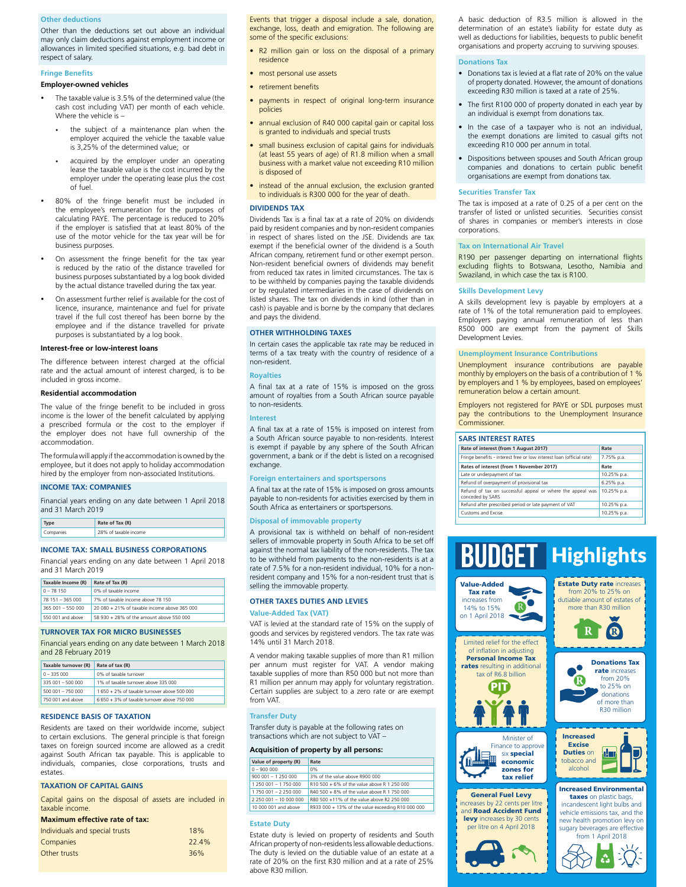## Other deductions

Other than the deductions set out above an individual may only claim deductions against employment income or allowances in limited specified situations, e.g. bad debt in respect of salary.

## Fringe Benefits

### Employer-owned vehicles

- The taxable value is 3.5% of the determined value (the cash cost including VAT) per month of each vehicle. Where the vehicle is –
  - the subject of a maintenance plan when the employer acquired the vehicle the taxable value is 3,25% of the determined value; or
  - acquired by the employer under an operating lease the taxable value is the cost incurred by the employer under the operating lease plus the cost of fuel.
- 80% of the fringe benefit must be included in the employee's remuneration for the purposes of calculating PAYE. The percentage is reduced to 20% if the employer is satisfied that at least 80% of the use of the motor vehicle for the tax year will be for business purposes.
- On assessment the fringe benefit for the tax year is reduced by the ratio of the distance travelled for business purposes substantiated by a log book divided by the actual distance travelled during the tax year.
- On assessment further relief is available for the cost of licence, insurance, maintenance and fuel for private travel if the full cost thereof has been borne by the employee and if the distance travelled for private purposes is substantiated by a log book.

### Interest-free or low-interest loans

The difference between interest charged at the official rate and the actual amount of interest charged, is to be included in gross income.

### Residential accommodation

The value of the fringe benefit to be included in gross income is the lower of the benefit calculated by applying a prescribed formula or the cost to the employer if the employer does not have full ownership of the accommodation.

The formula will apply if the accommodation is owned by the employee, but it does not apply to holiday accommodation hired by the employer from non-associated Institutions.

## INCOME TAX: COMPANIES

Financial years ending on any date between 1 April 2018 and 31 March 2019

| Type | Rate of Tax (R) |
|---|---|
| Companies | 28% of taxable income |

## INCOME TAX: SMALL BUSINESS CORPORATIONS

Financial years ending on any date between 1 April 2018 and 31 March 2019

| Taxable Income (R) | Rate of Tax (R) |
|---|---|
| 0 – 78 150 | 0% of taxable income |
| 78 151 – 365 000 | 7% of taxable income above 78 150 |
| 365 001 – 550 000 | 20 080 + 21% of taxable income above 365 000 |
| 550 001 and above | 58 930 + 28% of the amount above 550 000 |

## TURNOVER TAX FOR MICRO BUSINESSES

Financial years ending on any date between 1 March 2018 and 28 February 2019

| Taxable turnover (R) | Rate of tax (R) |
|---|---|
| 0 – 335 000 | 0% of taxable turnover |
| 335 001 – 500 000 | 1% of taxable turnover above 335 000 |
| 500 001 – 750 000 | 1 650 + 2% of taxable turnover above 500 000 |
| 750 001 and above | 6 650 + 3% of taxable turnover above 750 000 |

## RESIDENCE BASIS OF TAXATION

Residents are taxed on their worldwide income, subject to certain exclusions. The general principle is that foreign taxes on foreign sourced income are allowed as a credit against South African tax payable. This is applicable to individuals, companies, close corporations, trusts and estates.

## TAXATION OF CAPITAL GAINS

Capital gains on the disposal of assets are included in taxable income.

**Maximum effective rate of tax:**

| | |
|---|---|
| Individuals and special trusts | 18% |
| Companies | 22.4% |
| Other trusts | 36% |

Events that trigger a disposal include a sale, donation, exchange, loss, death and emigration. The following are some of the specific exclusions:

- R2 million gain or loss on the disposal of a primary residence
- most personal use assets
- retirement benefits
- payments in respect of original long-term insurance policies
- annual exclusion of R40 000 capital gain or capital loss is granted to individuals and special trusts
- small business exclusion of capital gains for individuals (at least 55 years of age) of R1.8 million when a small business with a market value not exceeding R10 million is disposed of
- instead of the annual exclusion, the exclusion granted to individuals is R300 000 for the year of death.

## DIVIDENDS TAX

Dividends Tax is a final tax at a rate of 20% on dividends paid by resident companies and by non-resident companies in respect of shares listed on the JSE. Dividends are tax exempt if the beneficial owner of the dividend is a South African company, retirement fund or other exempt person. Non-resident beneficial owners of dividends may benefit from reduced tax rates in limited circumstances. The tax is to be withheld by companies paying the taxable dividends or by regulated intermediaries in the case of dividends on listed shares. The tax on dividends in kind (other than in cash) is payable and is borne by the company that declares and pays the dividend.

## OTHER WITHHOLDING TAXES

In certain cases the applicable tax rate may be reduced in terms of a tax treaty with the country of residence of a non-resident.

### Royalties

A final tax at a rate of 15% is imposed on the gross amount of royalties from a South African source payable to non-residents.

### Interest

A final tax at a rate of 15% is imposed on interest from a South African source payable to non-residents. Interest is exempt if payable by any sphere of the South African government, a bank or if the debt is listed on a recognised exchange.

### Foreign entertainers and sportspersons

A final tax at the rate of 15% is imposed on gross amounts payable to non-residents for activities exercised by them in South Africa as entertainers or sportspersons.

### Disposal of immovable property

A provisional tax is withheld on behalf of non-resident sellers of immovable property in South Africa to be set off against the normal tax liability of the non-residents. The tax to be withheld from payments to the non-residents is at a rate of 7.5% for a non-resident individual, 10% for a non-resident company and 15% for a non-resident trust that is selling the immovable property.

## OTHER TAXES DUTIES AND LEVIES

### Value-Added Tax (VAT)

VAT is levied at the standard rate of 15% on the supply of goods and services by registered vendors. The tax rate was 14% until 31 March 2018.

A vendor making taxable supplies of more than R1 million per annum must register for VAT. A vendor making taxable supplies of more than R50 000 but not more than R1 million per annum may apply for voluntary registration. Certain supplies are subject to a zero rate or are exempt from VAT.

### Transfer Duty

Transfer duty is payable at the following rates on transactions which are not subject to VAT –

**Acquisition of property by all persons:**

| Value of property (R) | Rate |
|---|---|
| 0 – 900 000 | 0% |
| 900 001 – 1 250 000 | 3% of the value above R900 000 |
| 1 250 001 – 1 750 000 | R10 500 + 6% of the value above R 1 250 000 |
| 1 750 001 – 2 250 000 | R40 500 + 8% of the value above R 1 750 000 |
| 2 250 001 – 10 000 000 | R80 500 +11% of the value above R2 250 000 |
| 10 000 001 and above | R933 000 + 13% of the value exceeding R10 000 000 |

### Estate Duty

Estate duty is levied on property of residents and South African property of non-residents less allowable deductions. The duty is levied on the dutiable value of an estate at a rate of 20% on the first R30 million and at a rate of 25% above R30 million.

A basic deduction of R3.5 million is allowed in the determination of an estate's liability for estate duty as well as deductions for liabilities, bequests to public benefit organisations and property accruing to surviving spouses.

### Donations Tax

- Donations tax is levied at a flat rate of 20% on the value of property donated. However, the amount of donations exceeding R30 million is taxed at a rate of 25%.
- The first R100 000 of property donated in each year by an individual is exempt from donations tax.
- In the case of a taxpayer who is not an individual, the exempt donations are limited to casual gifts not exceeding R10 000 per annum in total.
- Dispositions between spouses and South African group companies and donations to certain public benefit organisations are exempt from donations tax.

### Securities Transfer Tax

The tax is imposed at a rate of 0.25 of a per cent on the transfer of listed or unlisted securities. Securities consist of shares in companies or member's interests in close corporations.

### Tax on International Air Travel

R190 per passenger departing on international flights excluding flights to Botswana, Lesotho, Namibia and Swaziland, in which case the tax is R100.

### Skills Development Levy

A skills development levy is payable by employers at a rate of 1% of the total remuneration paid to employees. Employers paying annual remuneration of less than R500 000 are exempt from the payment of Skills Development Levies.

### Unemployment Insurance Contributions

Unemployment insurance contributions are payable monthly by employers on the basis of a contribution of 1 % by employers and 1 % by employees, based on employees' remuneration below a certain amount.

Employers not registered for PAYE or SDL purposes must pay the contributions to the Unemployment Insurance Commissioner.

## SARS INTEREST RATES

| Rate of interest (from 1 August 2017) | Rate |
|---|---|
| Fringe benefits - interest free or low interest loan (official rate) | 7.75% p.a. |
| **Rates of interest (from 1 November 2017)** | **Rate** |
| Late or underpayment of tax | 10.25% p.a. |
| Refund of overpayment of provisional tax | 6.25% p.a. |
| Refund of tax on successful appeal or where the appeal was conceded by SARS | 10.25% p.a. |
| Refund after prescribed period or late payment of VAT | 10.25% p.a. |
| Customs and Excise | 10.25% p.a. |

# BUDGET Highlights

**Value-Added Tax rate** increases from 14% to 15% on 1 April 2018

**Estate Duty rate** increases from 20% to 25% on dutiable amount of estates of more than R30 million

Limited relief for the effect of inflation in adjusting **Personal Income Tax rates** resulting in additional tax of R6.8 billion

**Donations Tax rate** increases from 20% to 25% on donations of more than R30 million

Minister of Finance to approve six **special economic zones for tax relief**

**Increased Excise Duties** on tobacco and alcohol

**General Fuel Levy** increases by 22 cents per litre and **Road Accident Fund levy** increases by 30 cents per litre on 4 April 2018

**Increased Environmental taxes** on plastic bags, incandescent light bulbs and vehicle emissions tax, and the new health promotion levy on sugary beverages are effective from 1 April 2018